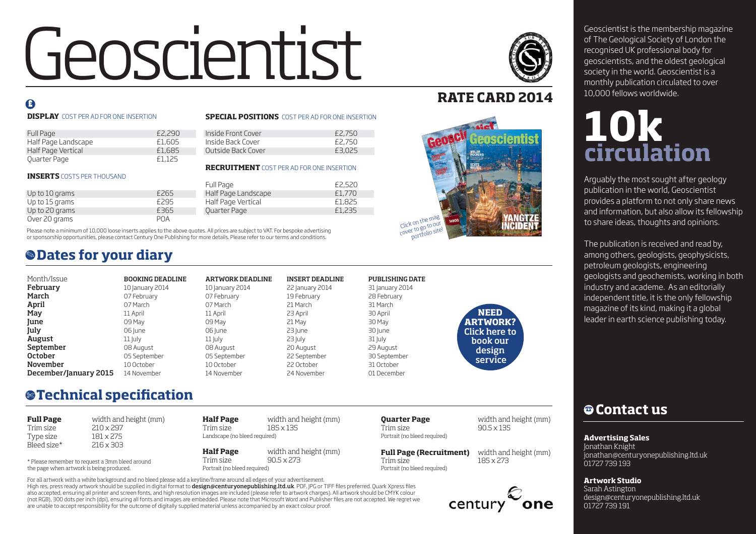# Geoscientist

## RATE CARD 2014

Geoscientist is the membership magazine of The Geological Society of London the recognised UK professional body for geoscientists, and the oldest geological society in the world. Geoscientist is a monthly publication circulated to over 10,000 fellows worldwide.

**10k circulation**

Arguably the most sought after geology publication in the world, Geoscientist provides a platform to not only share news and information, but also allow its fellowship to share ideas, thoughts and opinions.

The publication is received and read by, among others, geologists, geophysicists, petroleum geologists, engineering geologists and geochemists, working in both industry and academe. As an editorially independent title, it is the only fellowship magazine of its kind, making it a global leader in earth science publishing today.

£

**DISPLAY** COST PER AD FOR ONE INSERTION

| | |
|---|---|
| Full Page | £2,290 |
| Half Page Landscape | £1,605 |
| Half Page Vertical | £1,685 |
| Quarter Page | £1,125 |

**INSERTS** COSTS PER THOUSAND

| | |
|---|---|
| Up to 10 grams | £265 |
| Up to 15 grams | £295 |
| Up to 20 grams | £365 |
| Over 20 grams | POA |

**SPECIAL POSITIONS** COST PER AD FOR ONE INSERTION

| | |
|---|---|
| Inside Front Cover | £2,750 |
| Inside Back Cover | £2,750 |
| Outside Back Cover | £3,025 |

**RECRUITMENT** COST PER AD FOR ONE INSERTION

| | |
|---|---|
| Full Page | £2,520 |
| Half Page Landscape | £1,770 |
| Half Page Vertical | £1,825 |
| Quarter Page | £1,235 |

Click on the mag cover to go to our portfolio site!

Please note a minimum of 10,000 loose inserts applies to the above quotes. All prices are subject to VAT. For bespoke advertising or sponsorship opportunities, please contact Century One Publishing for more details. Please refer to our terms and conditions.

## Dates for your diary

| Month/Issue | BOOKING DEADLINE | ARTWORK DEADLINE | INSERT DEADLINE | PUBLISHING DATE |
|---|---|---|---|---|
| **February** | 10 January 2014 | 10 January 2014 | 22 January 2014 | 31 January 2014 |
| **March** | 07 February | 07 February | 19 February | 28 February |
| **April** | 07 March | 07 March | 21 March | 31 March |
| **May** | 11 April | 11 April | 23 April | 30 April |
| **June** | 09 May | 09 May | 21 May | 30 May |
| **July** | 06 June | 06 June | 23 June | 30 June |
| **August** | 11 July | 11 July | 23 July | 31 July |
| **September** | 08 August | 08 August | 20 August | 29 August |
| **October** | 05 September | 05 September | 22 September | 30 September |
| **November** | 10 October | 10 October | 22 October | 31 October |
| **December/January 2015** | 14 November | 14 November | 24 November | 01 December |

**NEED ARTWORK? Click here to book our design service**

## Technical specification

**Full Page** width and height (mm)
Trim size 210 x 297
Type size 181 x 275
Bleed size* 216 x 303

\* Please remember to request a 3mm bleed around the page when artwork is being produced.

**Half Page** width and height (mm)
Trim size 185 x 135
Landscape (no bleed required)

**Half Page** width and height (mm)
Trim size 90.5 x 273
Portrait (no bleed required)

**Quarter Page** width and height (mm)
Trim size 90.5 x 135
Portrait (no bleed required)

**Full Page (Recruitment)** width and height (mm)
Trim size 185 x 273
Portrait (no bleed required)

For all artwork with a white background and no bleed please add a keyline/frame around all edges of your advertisement.
High res, press ready artwork should be supplied in digital format to **design@centuryonepublishing.ltd.uk**. PDF, JPG or TIFF files preferred. Quark Xpress files also accepted, ensuring all printer and screen fonts, and high resolution images are included (please refer to artwork charges). All artwork should be CMYK colour (not RGB), 300 dots per inch (dpi), ensuring all fonts and images are embedded. Please note that Microsoft Word and Publisher files are not accepted. We regret we are unable to accept responsibility for the outcome of digitally supplied material unless accompanied by an exact colour proof.

century one

## Contact us

**Advertising Sales**
Jonathan Knight
jonathan@centuryonepublishing.ltd.uk
01727 739 193

**Artwork Studio**
Sarah Astington
design@centuryonepublishing.ltd.uk
01727 739 191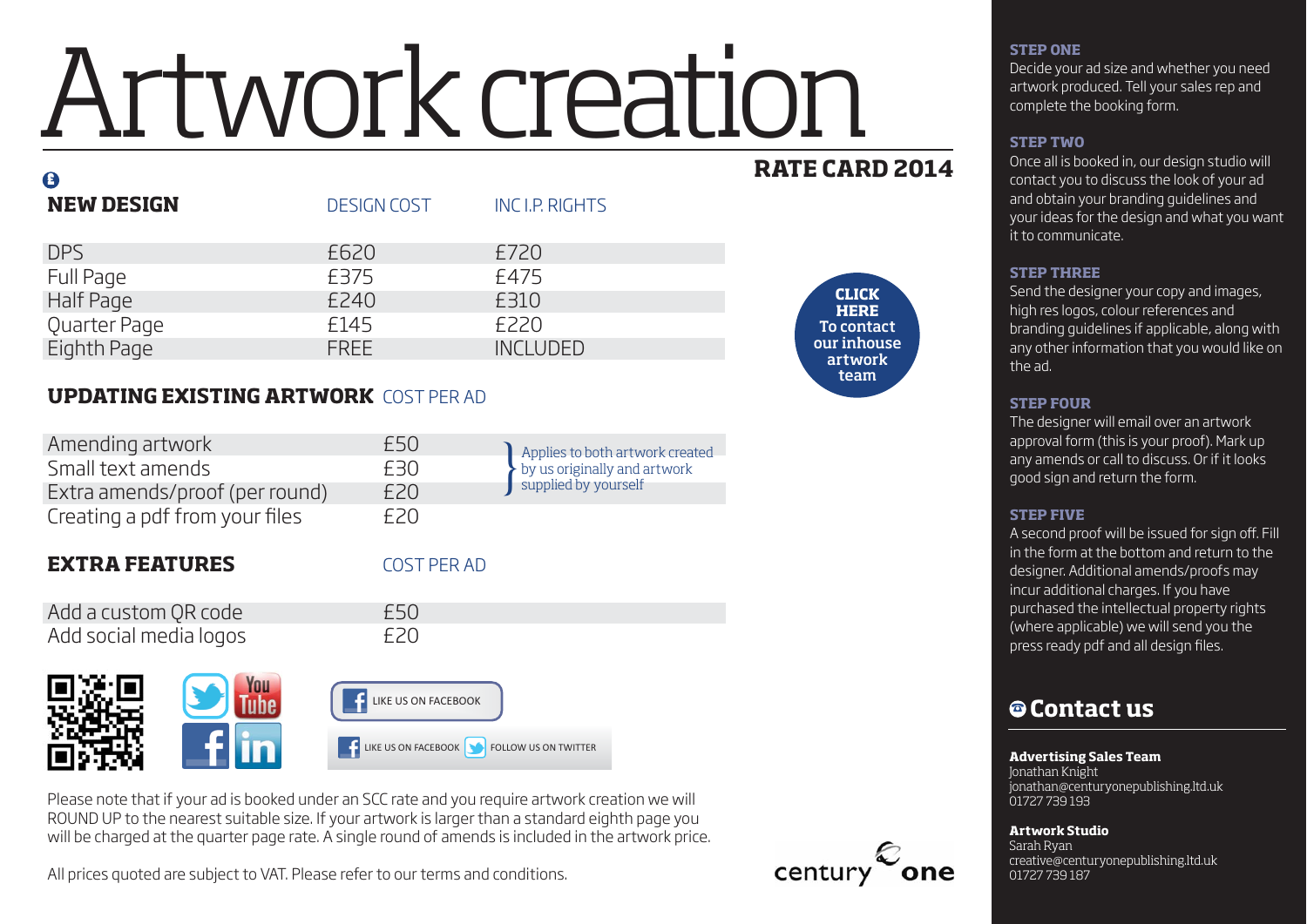# Artwork creation

## RATE CARD 2014

| NEW DESIGN | DESIGN COST | INC I.P. RIGHTS |
| --- | --- | --- |
| DPS | £620 | £720 |
| Full Page | £375 | £475 |
| Half Page | £240 | £310 |
| Quarter Page | £145 | £220 |
| Eighth Page | FREE | INCLUDED |

| UPDATING EXISTING ARTWORK | COST PER AD |
| --- | --- |
| Amending artwork | £50 |
| Small text amends | £30 |
| Extra amends/proof (per round) | £20 |
| Creating a pdf from your files | £20 |

Applies to both artwork created by us originally and artwork supplied by yourself

| EXTRA FEATURES | COST PER AD |
| --- | --- |
| Add a custom QR code | £50 |
| Add social media logos | £20 |

LIKE US ON FACEBOOK

LIKE US ON FACEBOOK FOLLOW US ON TWITTER

**CLICK HERE** To contact our inhouse artwork team

Please note that if your ad is booked under an SCC rate and you require artwork creation we will ROUND UP to the nearest suitable size. If your artwork is larger than a standard eighth page you will be charged at the quarter page rate. A single round of amends is included in the artwork price.

All prices quoted are subject to VAT. Please refer to our terms and conditions.

century one

**STEP ONE**
Decide your ad size and whether you need artwork produced. Tell your sales rep and complete the booking form.

**STEP TWO**
Once all is booked in, our design studio will contact you to discuss the look of your ad and obtain your branding guidelines and your ideas for the design and what you want it to communicate.

**STEP THREE**
Send the designer your copy and images, high res logos, colour references and branding guidelines if applicable, along with any other information that you would like on the ad.

**STEP FOUR**
The designer will email over an artwork approval form (this is your proof). Mark up any amends or call to discuss. Or if it looks good sign and return the form.

**STEP FIVE**
A second proof will be issued for sign off. Fill in the form at the bottom and return to the designer. Additional amends/proofs may incur additional charges. If you have purchased the intellectual property rights (where applicable) we will send you the press ready pdf and all design files.

## Contact us

**Advertising Sales Team**
Jonathan Knight
jonathan@centuryonepublishing.ltd.uk
01727 739 193

**Artwork Studio**
Sarah Ryan
creative@centuryonepublishing.ltd.uk
01727 739 187